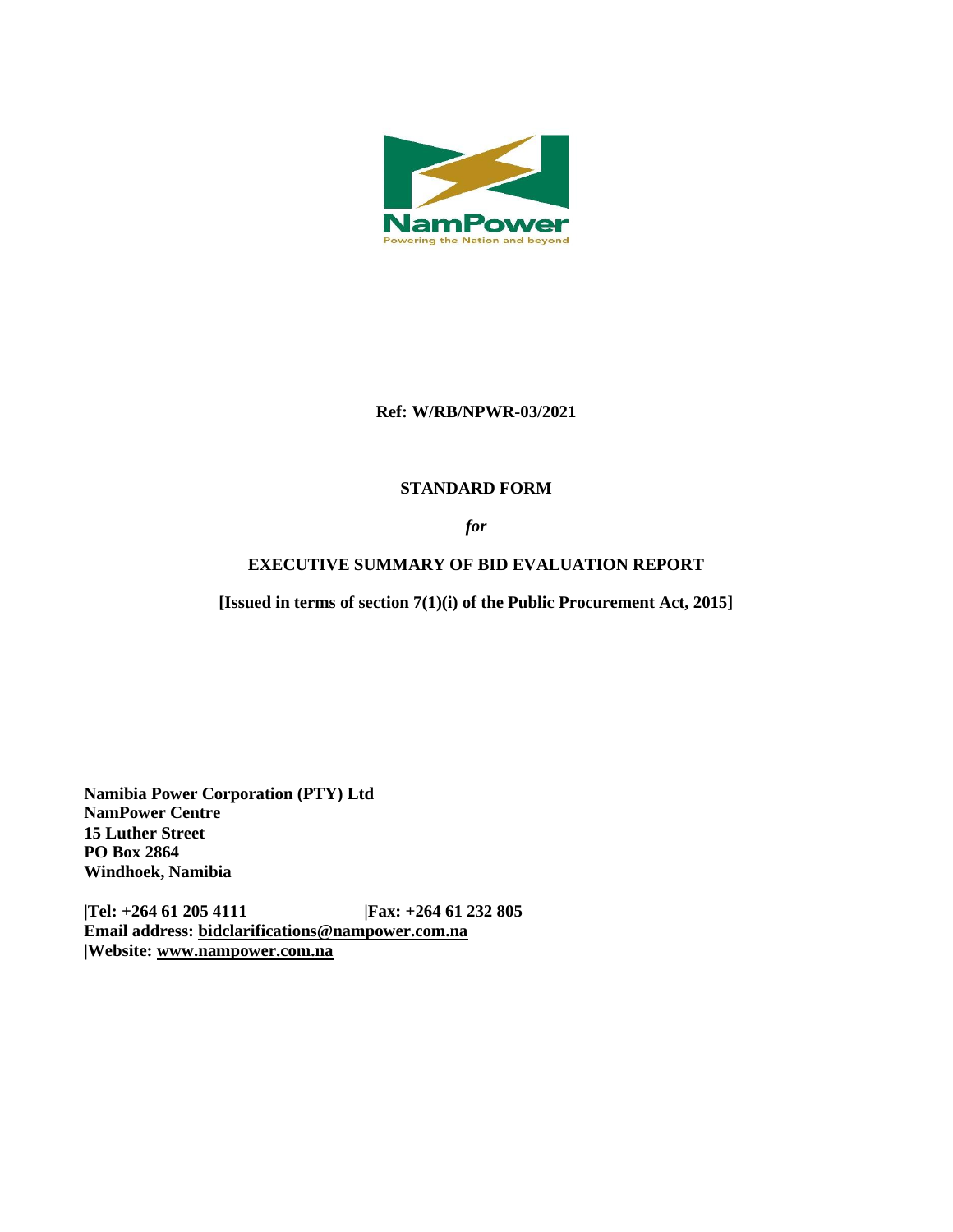NamPower

Powering the Nation and beyond

**Ref: W/RB/NPWR-03/2021**

# STANDARD FORM

***for***

# EXECUTIVE SUMMARY OF BID EVALUATION REPORT

**[Issued in terms of section 7(1)(i) of the Public Procurement Act, 2015]**

**Namibia Power Corporation (PTY) Ltd**
**NamPower Centre**
**15 Luther Street**
**PO Box 2864**
**Windhoek, Namibia**

**|Tel: +264 61 205 4111 |Fax: +264 61 232 805**
**Email address: bidclarifications@nampower.com.na**
**|Website: www.nampower.com.na**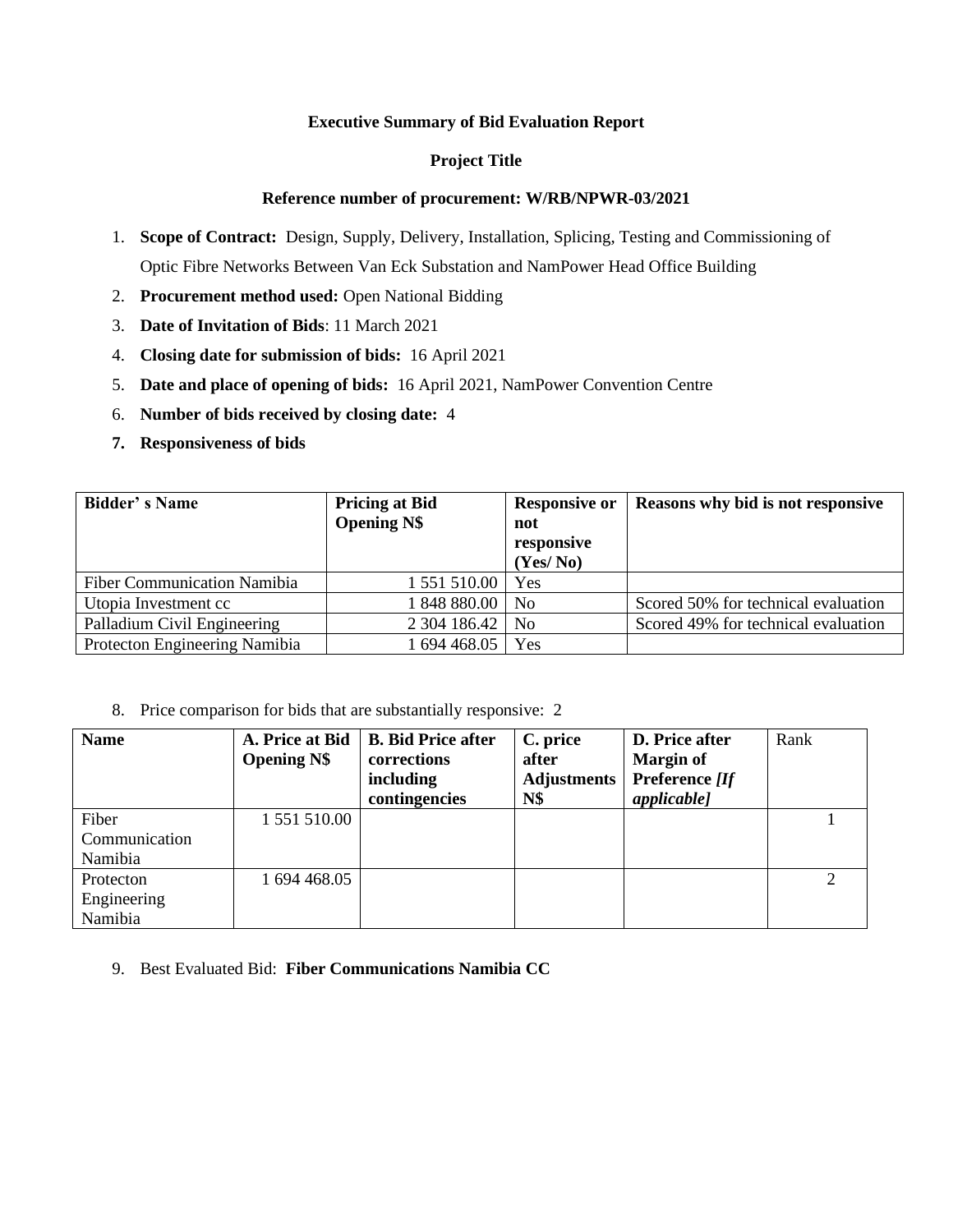**Executive Summary of Bid Evaluation Report**

**Project Title**

**Reference number of procurement: W/RB/NPWR-03/2021**

1. **Scope of Contract:** Design, Supply, Delivery, Installation, Splicing, Testing and Commissioning of Optic Fibre Networks Between Van Eck Substation and NamPower Head Office Building
2. **Procurement method used:** Open National Bidding
3. **Date of Invitation of Bids**: 11 March 2021
4. **Closing date for submission of bids:** 16 April 2021
5. **Date and place of opening of bids:** 16 April 2021, NamPower Convention Centre
6. **Number of bids received by closing date:** 4
7. **Responsiveness of bids**

| Bidder' s Name | Pricing at Bid Opening N$ | Responsive or not responsive (Yes/ No) | Reasons why bid is not responsive |
|---|---|---|---|
| Fiber Communication Namibia | 1 551 510.00 | Yes | |
| Utopia Investment cc | 1 848 880.00 | No | Scored 50% for technical evaluation |
| Palladium Civil Engineering | 2 304 186.42 | No | Scored 49% for technical evaluation |
| Protecton Engineering Namibia | 1 694 468.05 | Yes | |

8. Price comparison for bids that are substantially responsive: 2

| Name | A. Price at Bid Opening N$ | B. Bid Price after corrections including contingencies | C. price after Adjustments N$ | D. Price after Margin of Preference *[If applicable]* | Rank |
|---|---|---|---|---|---|
| Fiber Communication Namibia | 1 551 510.00 | | | | 1 |
| Protecton Engineering Namibia | 1 694 468.05 | | | | 2 |

9. Best Evaluated Bid: **Fiber Communications Namibia CC**